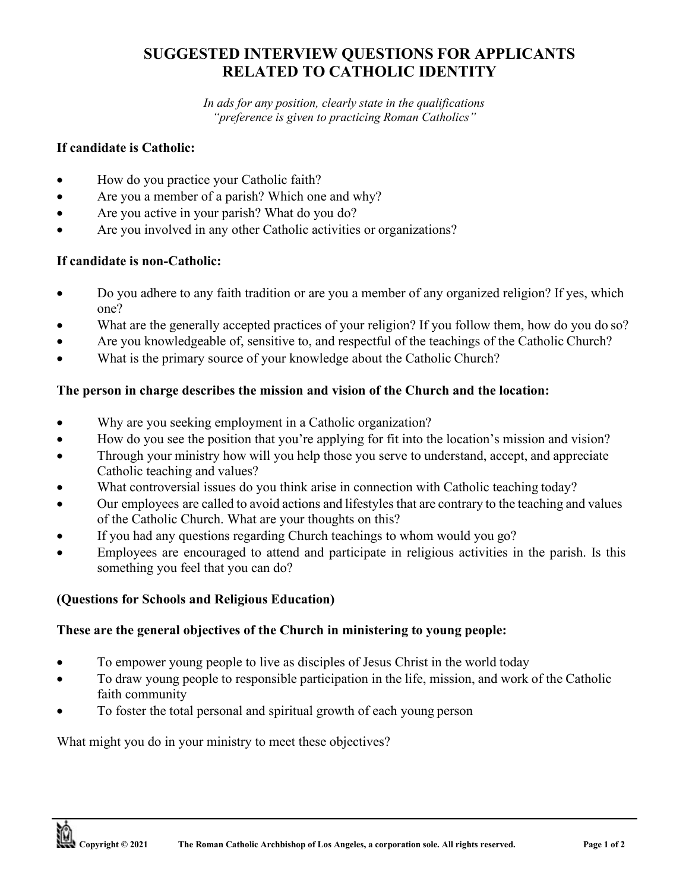# SUGGESTED INTERVIEW QUESTIONS FOR APPLICANTS RELATED TO CATHOLIC IDENTITY

*In ads for any position, clearly state in the qualifications "preference is given to practicing Roman Catholics"*

**If candidate is Catholic:**

- How do you practice your Catholic faith?
- Are you a member of a parish? Which one and why?
- Are you active in your parish? What do you do?
- Are you involved in any other Catholic activities or organizations?

**If candidate is non-Catholic:**

- Do you adhere to any faith tradition or are you a member of any organized religion? If yes, which one?
- What are the generally accepted practices of your religion? If you follow them, how do you do so?
- Are you knowledgeable of, sensitive to, and respectful of the teachings of the Catholic Church?
- What is the primary source of your knowledge about the Catholic Church?

**The person in charge describes the mission and vision of the Church and the location:**

- Why are you seeking employment in a Catholic organization?
- How do you see the position that you're applying for fit into the location's mission and vision?
- Through your ministry how will you help those you serve to understand, accept, and appreciate Catholic teaching and values?
- What controversial issues do you think arise in connection with Catholic teaching today?
- Our employees are called to avoid actions and lifestyles that are contrary to the teaching and values of the Catholic Church. What are your thoughts on this?
- If you had any questions regarding Church teachings to whom would you go?
- Employees are encouraged to attend and participate in religious activities in the parish. Is this something you feel that you can do?

**(Questions for Schools and Religious Education)**

**These are the general objectives of the Church in ministering to young people:**

- To empower young people to live as disciples of Jesus Christ in the world today
- To draw young people to responsible participation in the life, mission, and work of the Catholic faith community
- To foster the total personal and spiritual growth of each young person

What might you do in your ministry to meet these objectives?

Copyright © 2021 The Roman Catholic Archbishop of Los Angeles, a corporation sole. All rights reserved.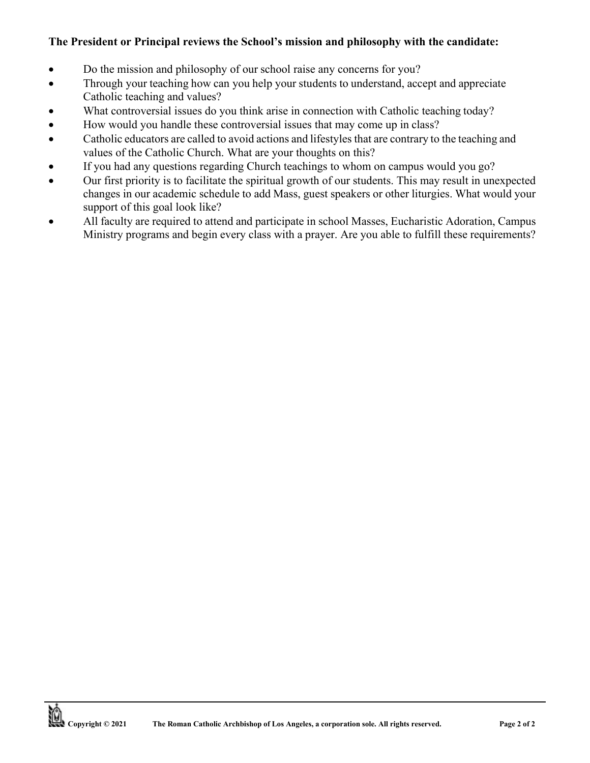**The President or Principal reviews the School's mission and philosophy with the candidate:**

- Do the mission and philosophy of our school raise any concerns for you?
- Through your teaching how can you help your students to understand, accept and appreciate Catholic teaching and values?
- What controversial issues do you think arise in connection with Catholic teaching today?
- How would you handle these controversial issues that may come up in class?
- Catholic educators are called to avoid actions and lifestyles that are contrary to the teaching and values of the Catholic Church. What are your thoughts on this?
- If you had any questions regarding Church teachings to whom on campus would you go?
- Our first priority is to facilitate the spiritual growth of our students. This may result in unexpected changes in our academic schedule to add Mass, guest speakers or other liturgies. What would your support of this goal look like?
- All faculty are required to attend and participate in school Masses, Eucharistic Adoration, Campus Ministry programs and begin every class with a prayer. Are you able to fulfill these requirements?

**Copyright © 2021 The Roman Catholic Archbishop of Los Angeles, a corporation sole. All rights reserved.**